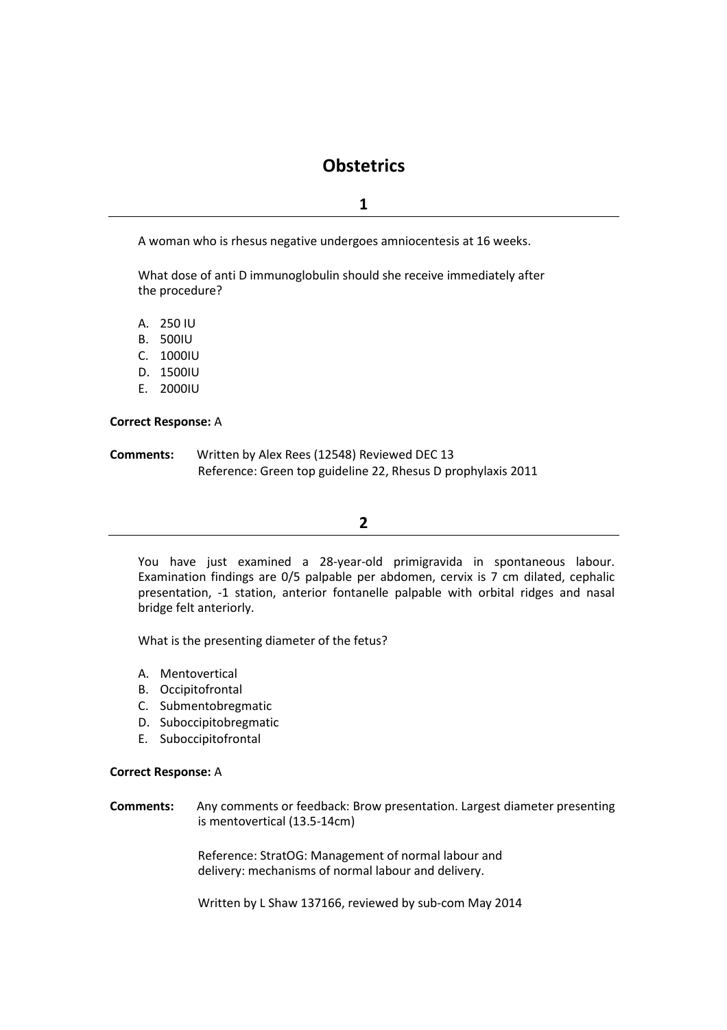# Obstetrics

## 1

A woman who is rhesus negative undergoes amniocentesis at 16 weeks.

What dose of anti D immunoglobulin should she receive immediately after the procedure?

A. 250 IU
B. 500IU
C. 1000IU
D. 1500IU
E. 2000IU

**Correct Response:** A

**Comments:** Written by Alex Rees (12548) Reviewed DEC 13
Reference: Green top guideline 22, Rhesus D prophylaxis 2011

## 2

You have just examined a 28-year-old primigravida in spontaneous labour. Examination findings are 0/5 palpable per abdomen, cervix is 7 cm dilated, cephalic presentation, -1 station, anterior fontanelle palpable with orbital ridges and nasal bridge felt anteriorly.

What is the presenting diameter of the fetus?

A. Mentovertical
B. Occipitofrontal
C. Submentobregmatic
D. Suboccipitobregmatic
E. Suboccipitofrontal

**Correct Response:** A

**Comments:** Any comments or feedback: Brow presentation. Largest diameter presenting is mentovertical (13.5-14cm)

Reference: StratOG: Management of normal labour and delivery: mechanisms of normal labour and delivery.

Written by L Shaw 137166, reviewed by sub-com May 2014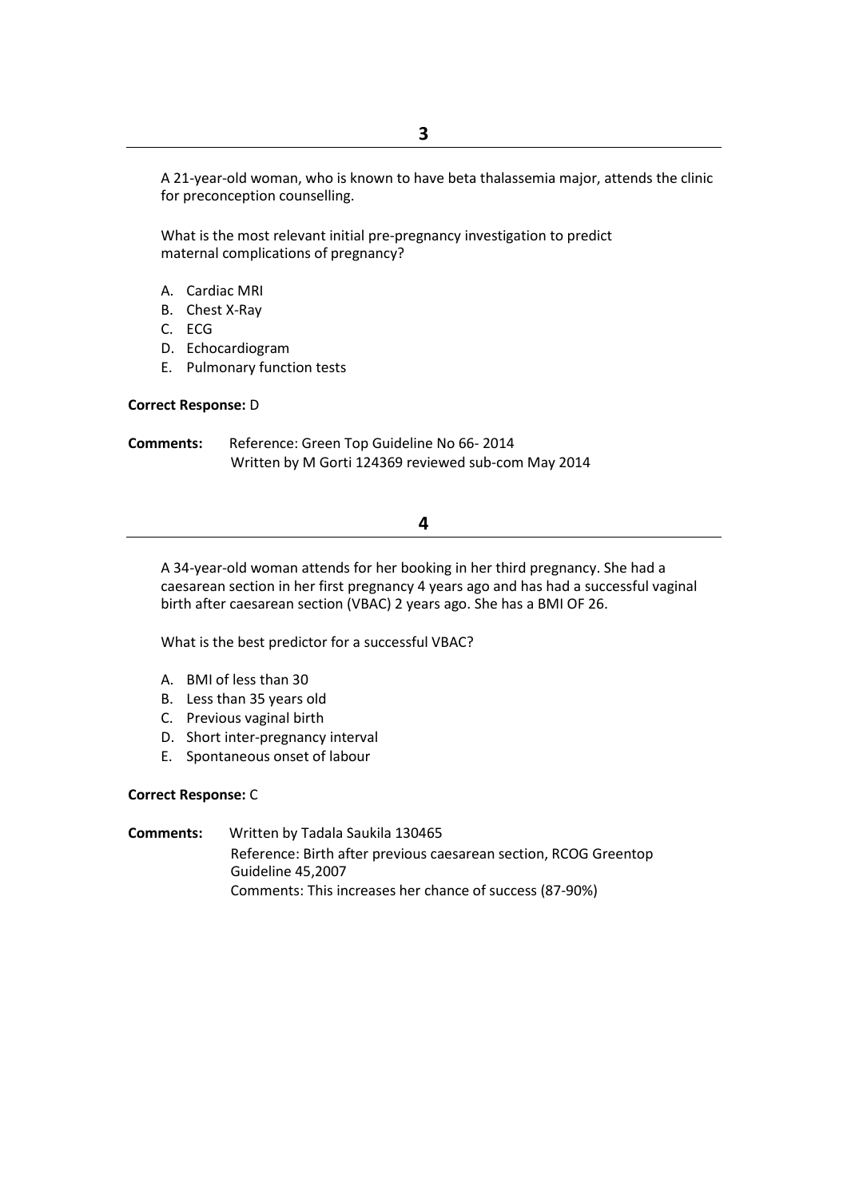## 3

A 21-year-old woman, who is known to have beta thalassemia major, attends the clinic for preconception counselling.

What is the most relevant initial pre-pregnancy investigation to predict maternal complications of pregnancy?

A. Cardiac MRI
B. Chest X-Ray
C. ECG
D. Echocardiogram
E. Pulmonary function tests

**Correct Response:** D

**Comments:** Reference: Green Top Guideline No 66- 2014
Written by M Gorti 124369 reviewed sub-com May 2014

## 4

A 34-year-old woman attends for her booking in her third pregnancy. She had a caesarean section in her first pregnancy 4 years ago and has had a successful vaginal birth after caesarean section (VBAC) 2 years ago. She has a BMI OF 26.

What is the best predictor for a successful VBAC?

A. BMI of less than 30
B. Less than 35 years old
C. Previous vaginal birth
D. Short inter-pregnancy interval
E. Spontaneous onset of labour

**Correct Response:** C

**Comments:** Written by Tadala Saukila 130465
Reference: Birth after previous caesarean section, RCOG Greentop Guideline 45,2007
Comments: This increases her chance of success (87-90%)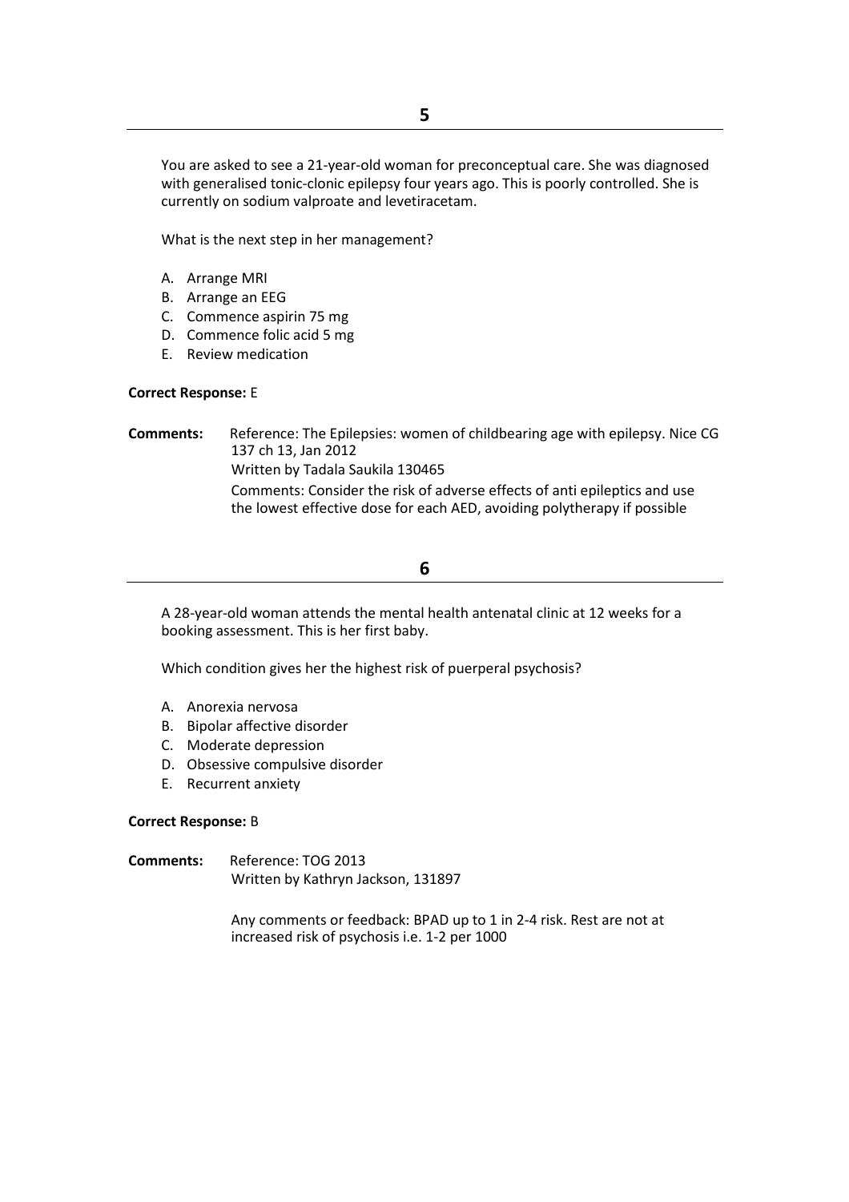## 5

You are asked to see a 21-year-old woman for preconceptual care. She was diagnosed with generalised tonic-clonic epilepsy four years ago. This is poorly controlled. She is currently on sodium valproate and levetiracetam.

What is the next step in her management?

A. Arrange MRI
B. Arrange an EEG
C. Commence aspirin 75 mg
D. Commence folic acid 5 mg
E. Review medication

**Correct Response:** E

**Comments:** Reference: The Epilepsies: women of childbearing age with epilepsy. Nice CG 137 ch 13, Jan 2012

Written by Tadala Saukila 130465

Comments: Consider the risk of adverse effects of anti epileptics and use the lowest effective dose for each AED, avoiding polytherapy if possible

## 6

A 28-year-old woman attends the mental health antenatal clinic at 12 weeks for a booking assessment. This is her first baby.

Which condition gives her the highest risk of puerperal psychosis?

A. Anorexia nervosa
B. Bipolar affective disorder
C. Moderate depression
D. Obsessive compulsive disorder
E. Recurrent anxiety

**Correct Response:** B

**Comments:** Reference: TOG 2013

Written by Kathryn Jackson, 131897

Any comments or feedback: BPAD up to 1 in 2-4 risk. Rest are not at increased risk of psychosis i.e. 1-2 per 1000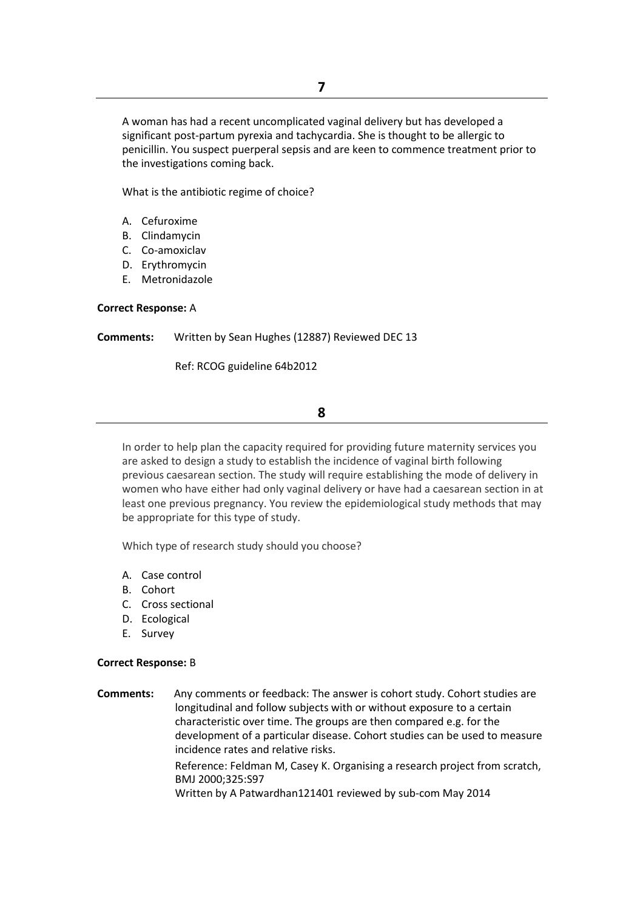## 7

A woman has had a recent uncomplicated vaginal delivery but has developed a significant post-partum pyrexia and tachycardia. She is thought to be allergic to penicillin. You suspect puerperal sepsis and are keen to commence treatment prior to the investigations coming back.

What is the antibiotic regime of choice?

A. Cefuroxime
B. Clindamycin
C. Co-amoxiclav
D. Erythromycin
E. Metronidazole

**Correct Response:** A

**Comments:** Written by Sean Hughes (12887) Reviewed DEC 13

Ref: RCOG guideline 64b2012

## 8

In order to help plan the capacity required for providing future maternity services you are asked to design a study to establish the incidence of vaginal birth following previous caesarean section. The study will require establishing the mode of delivery in women who have either had only vaginal delivery or have had a caesarean section in at least one previous pregnancy. You review the epidemiological study methods that may be appropriate for this type of study.

Which type of research study should you choose?

A. Case control
B. Cohort
C. Cross sectional
D. Ecological
E. Survey

**Correct Response:** B

**Comments:** Any comments or feedback: The answer is cohort study. Cohort studies are longitudinal and follow subjects with or without exposure to a certain characteristic over time. The groups are then compared e.g. for the development of a particular disease. Cohort studies can be used to measure incidence rates and relative risks.

Reference: Feldman M, Casey K. Organising a research project from scratch, BMJ 2000;325:S97

Written by A Patwardhan121401 reviewed by sub-com May 2014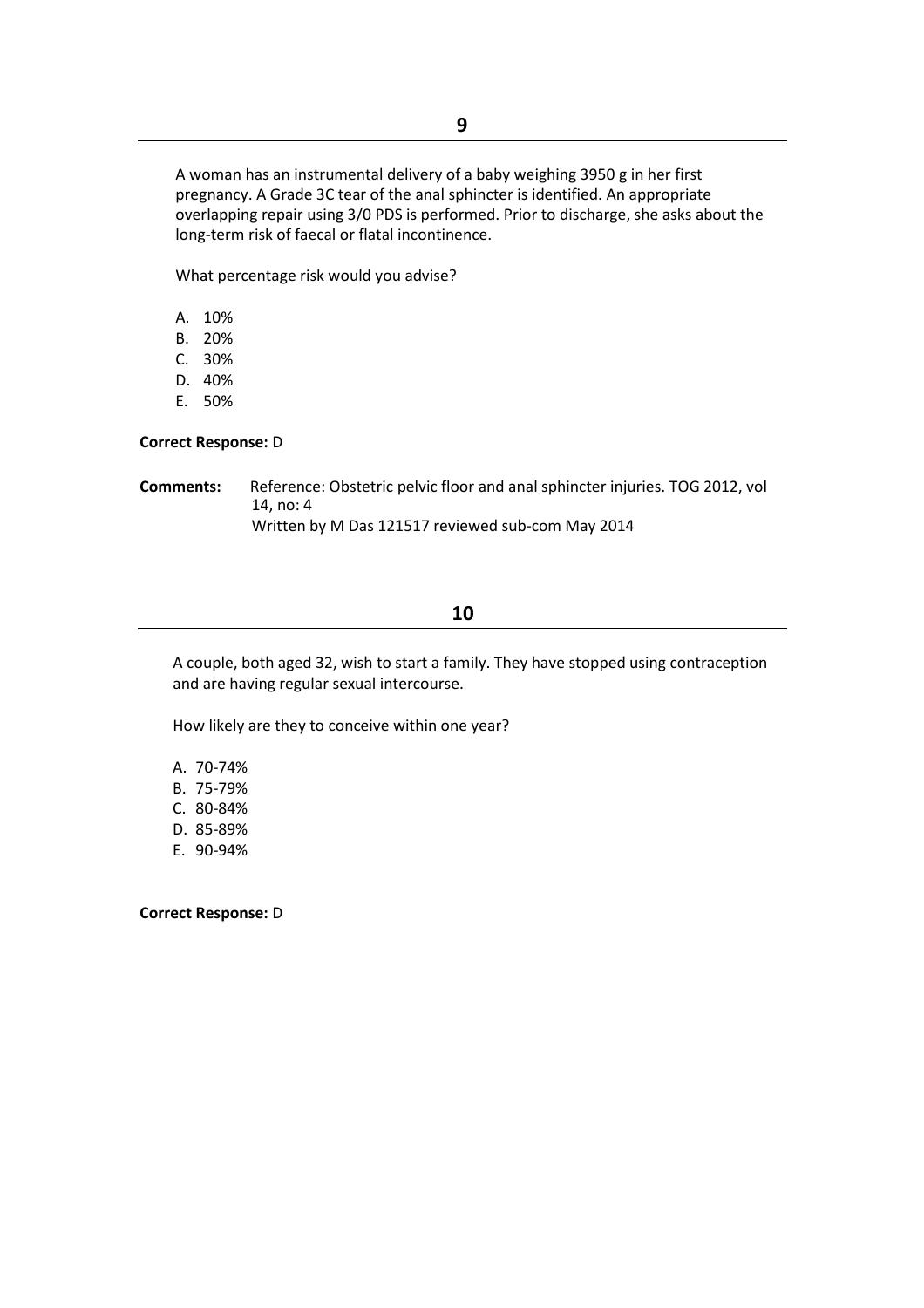## 9

A woman has an instrumental delivery of a baby weighing 3950 g in her first pregnancy. A Grade 3C tear of the anal sphincter is identified. An appropriate overlapping repair using 3/0 PDS is performed. Prior to discharge, she asks about the long-term risk of faecal or flatal incontinence.

What percentage risk would you advise?

A. 10%
B. 20%
C. 30%
D. 40%
E. 50%

**Correct Response:** D

**Comments:** Reference: Obstetric pelvic floor and anal sphincter injuries. TOG 2012, vol 14, no: 4
Written by M Das 121517 reviewed sub-com May 2014

## 10

A couple, both aged 32, wish to start a family. They have stopped using contraception and are having regular sexual intercourse.

How likely are they to conceive within one year?

A. 70-74%
B. 75-79%
C. 80-84%
D. 85-89%
E. 90-94%

**Correct Response:** D